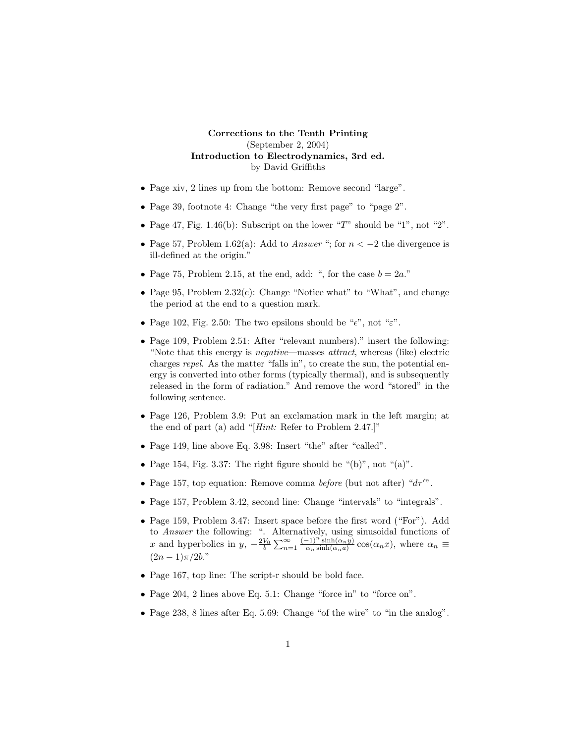**Corrections to the Tenth Printing**
(September 2, 2004)
**Introduction to Electrodynamics, 3rd ed.**
by David Griffiths

- Page xiv, 2 lines up from the bottom: Remove second "large".
- Page 39, footnote 4: Change "the very first page" to "page 2".
- Page 47, Fig. 1.46(b): Subscript on the lower "$T$" should be "1", not "2".
- Page 57, Problem 1.62(a): Add to *Answer* "; for $n < -2$ the divergence is ill-defined at the origin."
- Page 75, Problem 2.15, at the end, add: ", for the case $b = 2a$."
- Page 95, Problem 2.32(c): Change "Notice what" to "What", and change the period at the end to a question mark.
- Page 102, Fig. 2.50: The two epsilons should be "$\epsilon$", not "$\varepsilon$".
- Page 109, Problem 2.51: After "relevant numbers)." insert the following: "Note that this energy is *negative*—masses *attract*, whereas (like) electric charges *repel*. As the matter "falls in", to create the sun, the potential energy is converted into other forms (typically thermal), and is subsequently released in the form of radiation." And remove the word "stored" in the following sentence.
- Page 126, Problem 3.9: Put an exclamation mark in the left margin; at the end of part (a) add "[*Hint:* Refer to Problem 2.47.]"
- Page 149, line above Eq. 3.98: Insert "the" after "called".
- Page 154, Fig. 3.37: The right figure should be "(b)", not "(a)".
- Page 157, top equation: Remove comma *before* (but not after) "$d\tau'$".
- Page 157, Problem 3.42, second line: Change "intervals" to "integrals".
- Page 159, Problem 3.47: Insert space before the first word ("For"). Add to *Answer* the following: ". Alternatively, using sinusoidal functions of $x$ and hyperbolics in $y$, $-\frac{2V_0}{b}\sum_{n=1}^{\infty}\frac{(-1)^n \sinh(\alpha_n y)}{\alpha_n \sinh(\alpha_n a)}\cos(\alpha_n x)$, where $\alpha_n \equiv (2n-1)\pi/2b$."
- Page 167, top line: The script-r should be bold face.
- Page 204, 2 lines above Eq. 5.1: Change "force in" to "force on".
- Page 238, 8 lines after Eq. 5.69: Change "of the wire" to "in the analog".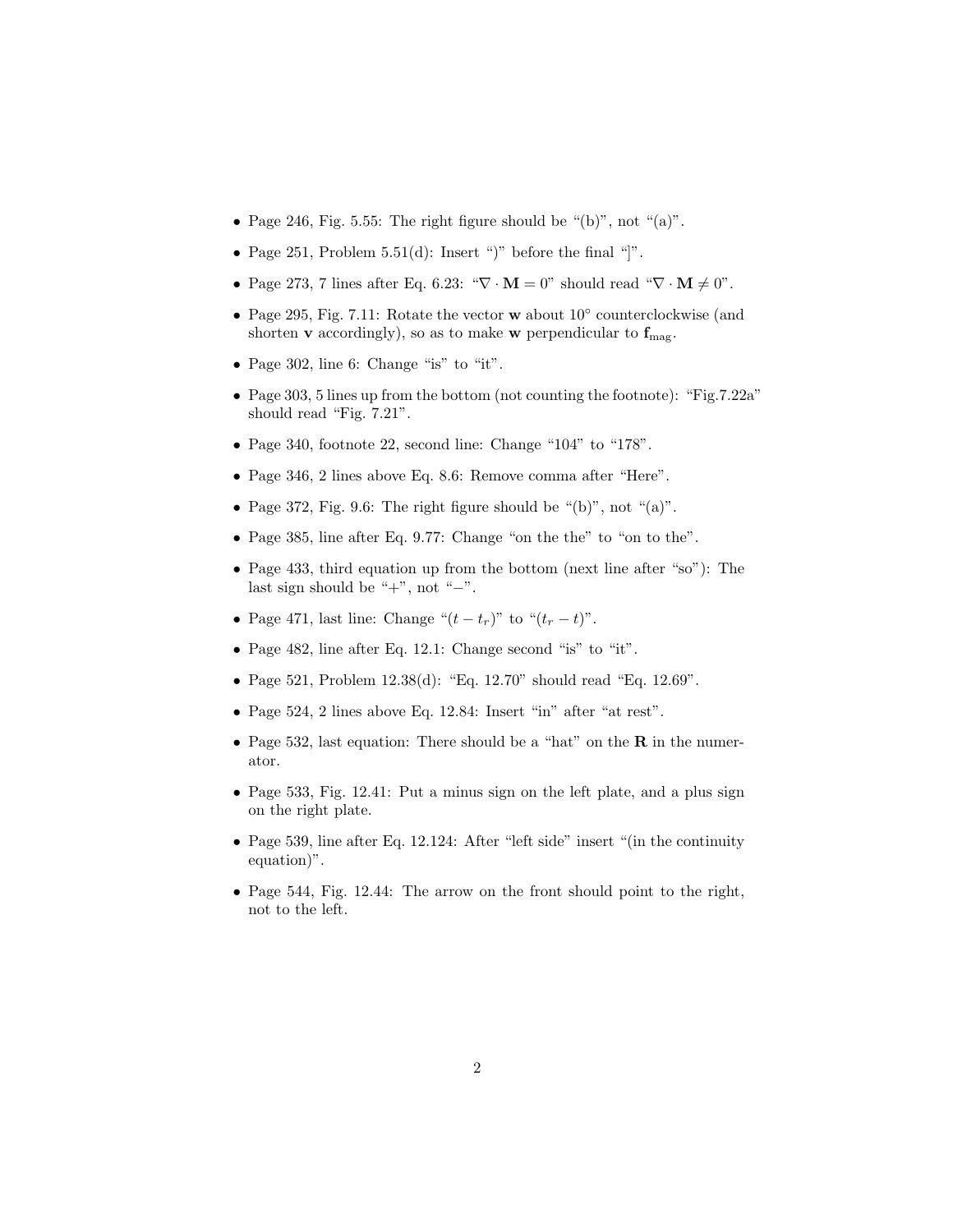- Page 246, Fig. 5.55: The right figure should be "(b)", not "(a)".
- Page 251, Problem 5.51(d): Insert ")" before the final "]".
- Page 273, 7 lines after Eq. 6.23: "$\nabla \cdot \mathbf{M} = 0$" should read "$\nabla \cdot \mathbf{M} \neq 0$".
- Page 295, Fig. 7.11: Rotate the vector $\mathbf{w}$ about $10^\circ$ counterclockwise (and shorten $\mathbf{v}$ accordingly), so as to make $\mathbf{w}$ perpendicular to $\mathbf{f}_{\text{mag}}$.
- Page 302, line 6: Change "is" to "it".
- Page 303, 5 lines up from the bottom (not counting the footnote): "Fig.7.22a" should read "Fig. 7.21".
- Page 340, footnote 22, second line: Change "104" to "178".
- Page 346, 2 lines above Eq. 8.6: Remove comma after "Here".
- Page 372, Fig. 9.6: The right figure should be "(b)", not "(a)".
- Page 385, line after Eq. 9.77: Change "on the the" to "on to the".
- Page 433, third equation up from the bottom (next line after "so"): The last sign should be "+", not "−".
- Page 471, last line: Change "$(t - t_r)$" to "$(t_r - t)$".
- Page 482, line after Eq. 12.1: Change second "is" to "it".
- Page 521, Problem 12.38(d): "Eq. 12.70" should read "Eq. 12.69".
- Page 524, 2 lines above Eq. 12.84: Insert "in" after "at rest".
- Page 532, last equation: There should be a "hat" on the $\mathbf{R}$ in the numerator.
- Page 533, Fig. 12.41: Put a minus sign on the left plate, and a plus sign on the right plate.
- Page 539, line after Eq. 12.124: After "left side" insert "(in the continuity equation)".
- Page 544, Fig. 12.44: The arrow on the front should point to the right, not to the left.